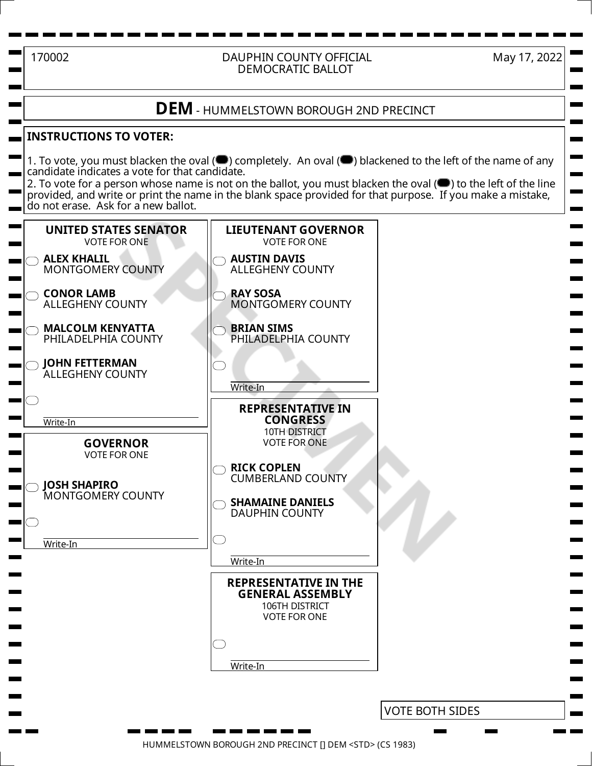170002

# DAUPHIN COUNTY OFFICIAL DEMOCRATIC BALLOT

May 17, 2022

## DEM - HUMMELSTOWN BOROUGH 2ND PRECINCT

**INSTRUCTIONS TO VOTER:**

1. To vote, you must blacken the oval (⬬) completely. An oval (⬬) blackened to the left of the name of any candidate indicates a vote for that candidate.
2. To vote for a person whose name is not on the ballot, you must blacken the oval (⬬) to the left of the line provided, and write or print the name in the blank space provided for that purpose. If you make a mistake, do not erase. Ask for a new ballot.

### UNITED STATES SENATOR
VOTE FOR ONE

- ⬭ **ALEX KHALIL**
  MONTGOMERY COUNTY
- ⬭ **CONOR LAMB**
  ALLEGHENY COUNTY
- ⬭ **MALCOLM KENYATTA**
  PHILADELPHIA COUNTY
- ⬭ **JOHN FETTERMAN**
  ALLEGHENY COUNTY
- ⬭ ______________ Write-In

### GOVERNOR
VOTE FOR ONE

- ⬭ **JOSH SHAPIRO**
  MONTGOMERY COUNTY
- ⬭ ______________ Write-In

### LIEUTENANT GOVERNOR
VOTE FOR ONE

- ⬭ **AUSTIN DAVIS**
  ALLEGHENY COUNTY
- ⬭ **RAY SOSA**
  MONTGOMERY COUNTY
- ⬭ **BRIAN SIMS**
  PHILADELPHIA COUNTY
- ⬭ ______________ Write-In

### REPRESENTATIVE IN CONGRESS
10TH DISTRICT
VOTE FOR ONE

- ⬭ **RICK COPLEN**
  CUMBERLAND COUNTY
- ⬭ **SHAMAINE DANIELS**
  DAUPHIN COUNTY
- ⬭ ______________ Write-In

### REPRESENTATIVE IN THE GENERAL ASSEMBLY
106TH DISTRICT
VOTE FOR ONE

- ⬭ ______________ Write-In

VOTE BOTH SIDES

HUMMELSTOWN BOROUGH 2ND PRECINCT [] DEM <STD> (CS 1983)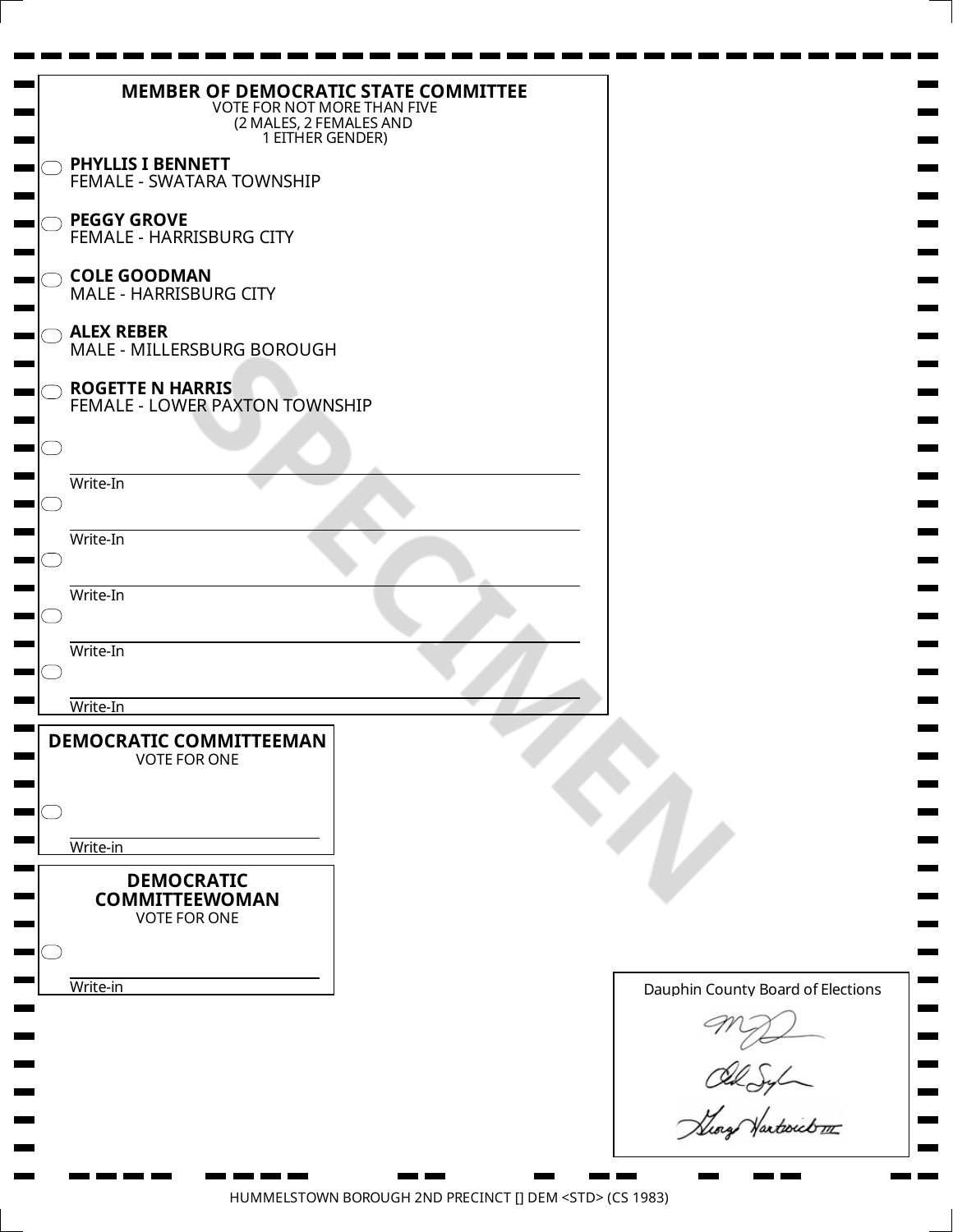## MEMBER OF DEMOCRATIC STATE COMMITTEE

VOTE FOR NOT MORE THAN FIVE
(2 MALES, 2 FEMALES AND
1 EITHER GENDER)

- ⬭ **PHYLLIS I BENNETT**
  FEMALE - SWATARA TOWNSHIP
- ⬭ **PEGGY GROVE**
  FEMALE - HARRISBURG CITY
- ⬭ **COLE GOODMAN**
  MALE - HARRISBURG CITY
- ⬭ **ALEX REBER**
  MALE - MILLERSBURG BOROUGH
- ⬭ **ROGETTE N HARRIS**
  FEMALE - LOWER PAXTON TOWNSHIP
- ⬭ ____________________ Write-In
- ⬭ ____________________ Write-In
- ⬭ ____________________ Write-In
- ⬭ ____________________ Write-In
- ⬭ ____________________ Write-In

## DEMOCRATIC COMMITTEEMAN

VOTE FOR ONE

- ⬭ ____________________ Write-in

## DEMOCRATIC COMMITTEEWOMAN

VOTE FOR ONE

- ⬭ ____________________ Write-in

SPECIMEN

Dauphin County Board of Elections

HUMMELSTOWN BOROUGH 2ND PRECINCT [] DEM <STD> (CS 1983)